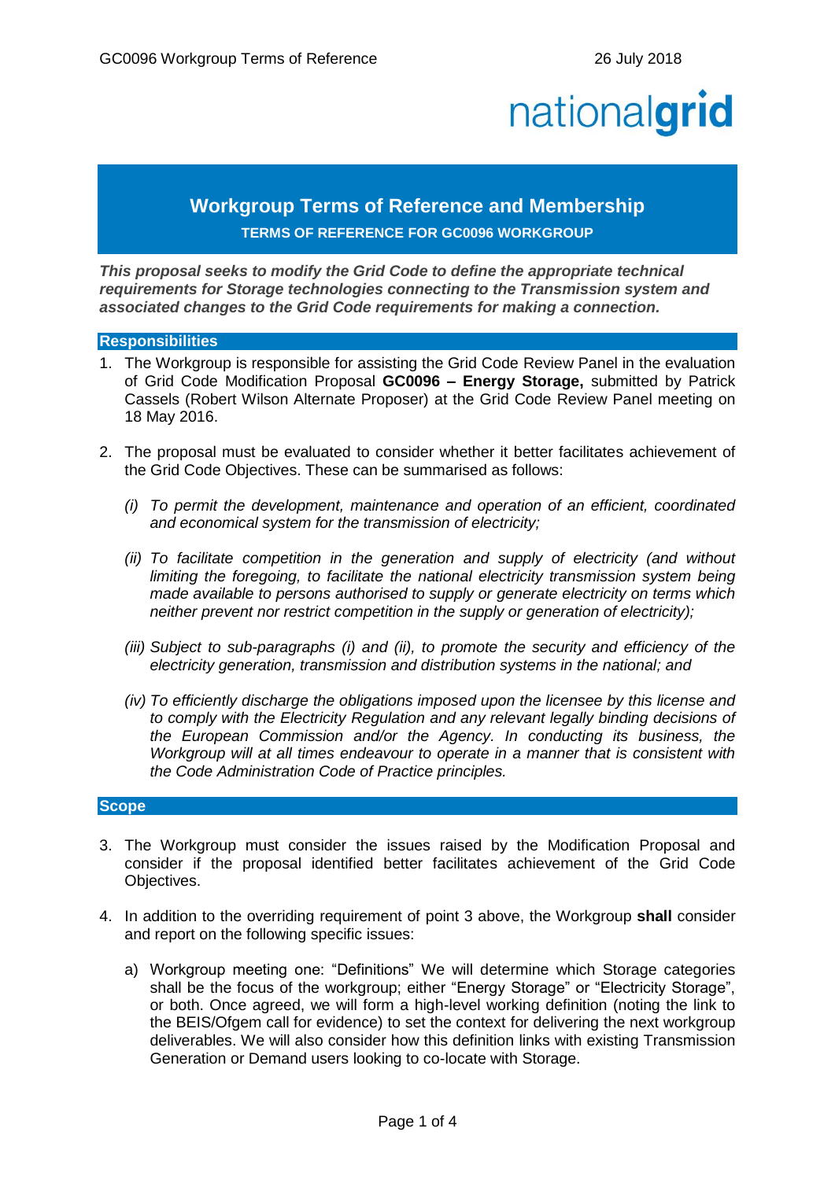# Workgroup Terms of Reference and Membership

**TERMS OF REFERENCE FOR GC0096 WORKGROUP**

***This proposal seeks to modify the Grid Code to define the appropriate technical requirements for Storage technologies connecting to the Transmission system and associated changes to the Grid Code requirements for making a connection.***

## Responsibilities

1. The Workgroup is responsible for assisting the Grid Code Review Panel in the evaluation of Grid Code Modification Proposal **GC0096 – Energy Storage,** submitted by Patrick Cassels (Robert Wilson Alternate Proposer) at the Grid Code Review Panel meeting on 18 May 2016.

2. The proposal must be evaluated to consider whether it better facilitates achievement of the Grid Code Objectives. These can be summarised as follows:

   *(i) To permit the development, maintenance and operation of an efficient, coordinated and economical system for the transmission of electricity;*

   *(ii) To facilitate competition in the generation and supply of electricity (and without limiting the foregoing, to facilitate the national electricity transmission system being made available to persons authorised to supply or generate electricity on terms which neither prevent nor restrict competition in the supply or generation of electricity);*

   *(iii) Subject to sub-paragraphs (i) and (ii), to promote the security and efficiency of the electricity generation, transmission and distribution systems in the national; and*

   *(iv) To efficiently discharge the obligations imposed upon the licensee by this license and to comply with the Electricity Regulation and any relevant legally binding decisions of the European Commission and/or the Agency. In conducting its business, the Workgroup will at all times endeavour to operate in a manner that is consistent with the Code Administration Code of Practice principles.*

## Scope

3. The Workgroup must consider the issues raised by the Modification Proposal and consider if the proposal identified better facilitates achievement of the Grid Code Objectives.

4. In addition to the overriding requirement of point 3 above, the Workgroup **shall** consider and report on the following specific issues:

   a) Workgroup meeting one: “Definitions” We will determine which Storage categories shall be the focus of the workgroup; either “Energy Storage” or “Electricity Storage”, or both. Once agreed, we will form a high-level working definition (noting the link to the BEIS/Ofgem call for evidence) to set the context for delivering the next workgroup deliverables. We will also consider how this definition links with existing Transmission Generation or Demand users looking to co-locate with Storage.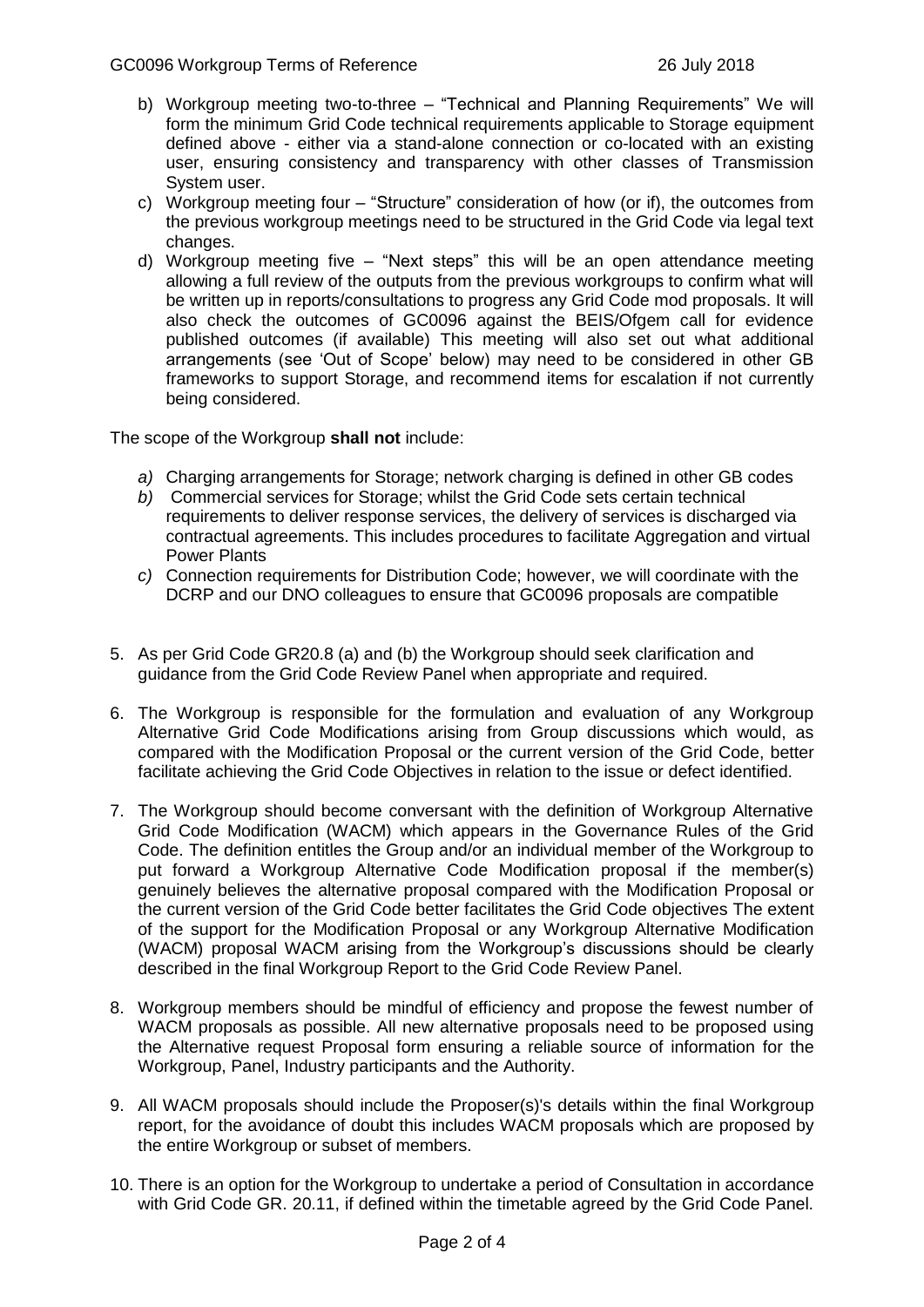b) Workgroup meeting two-to-three – "Technical and Planning Requirements" We will form the minimum Grid Code technical requirements applicable to Storage equipment defined above - either via a stand-alone connection or co-located with an existing user, ensuring consistency and transparency with other classes of Transmission System user.
c) Workgroup meeting four – "Structure" consideration of how (or if), the outcomes from the previous workgroup meetings need to be structured in the Grid Code via legal text changes.
d) Workgroup meeting five – "Next steps" this will be an open attendance meeting allowing a full review of the outputs from the previous workgroups to confirm what will be written up in reports/consultations to progress any Grid Code mod proposals. It will also check the outcomes of GC0096 against the BEIS/Ofgem call for evidence published outcomes (if available) This meeting will also set out what additional arrangements (see 'Out of Scope' below) may need to be considered in other GB frameworks to support Storage, and recommend items for escalation if not currently being considered.

The scope of the Workgroup **shall not** include:

*a)* Charging arrangements for Storage; network charging is defined in other GB codes
*b)* Commercial services for Storage; whilst the Grid Code sets certain technical requirements to deliver response services, the delivery of services is discharged via contractual agreements. This includes procedures to facilitate Aggregation and virtual Power Plants
*c)* Connection requirements for Distribution Code; however, we will coordinate with the DCRP and our DNO colleagues to ensure that GC0096 proposals are compatible

5. As per Grid Code GR20.8 (a) and (b) the Workgroup should seek clarification and guidance from the Grid Code Review Panel when appropriate and required.

6. The Workgroup is responsible for the formulation and evaluation of any Workgroup Alternative Grid Code Modifications arising from Group discussions which would, as compared with the Modification Proposal or the current version of the Grid Code, better facilitate achieving the Grid Code Objectives in relation to the issue or defect identified.

7. The Workgroup should become conversant with the definition of Workgroup Alternative Grid Code Modification (WACM) which appears in the Governance Rules of the Grid Code. The definition entitles the Group and/or an individual member of the Workgroup to put forward a Workgroup Alternative Code Modification proposal if the member(s) genuinely believes the alternative proposal compared with the Modification Proposal or the current version of the Grid Code better facilitates the Grid Code objectives The extent of the support for the Modification Proposal or any Workgroup Alternative Modification (WACM) proposal WACM arising from the Workgroup's discussions should be clearly described in the final Workgroup Report to the Grid Code Review Panel.

8. Workgroup members should be mindful of efficiency and propose the fewest number of WACM proposals as possible. All new alternative proposals need to be proposed using the Alternative request Proposal form ensuring a reliable source of information for the Workgroup, Panel, Industry participants and the Authority.

9. All WACM proposals should include the Proposer(s)'s details within the final Workgroup report, for the avoidance of doubt this includes WACM proposals which are proposed by the entire Workgroup or subset of members.

10. There is an option for the Workgroup to undertake a period of Consultation in accordance with Grid Code GR. 20.11, if defined within the timetable agreed by the Grid Code Panel.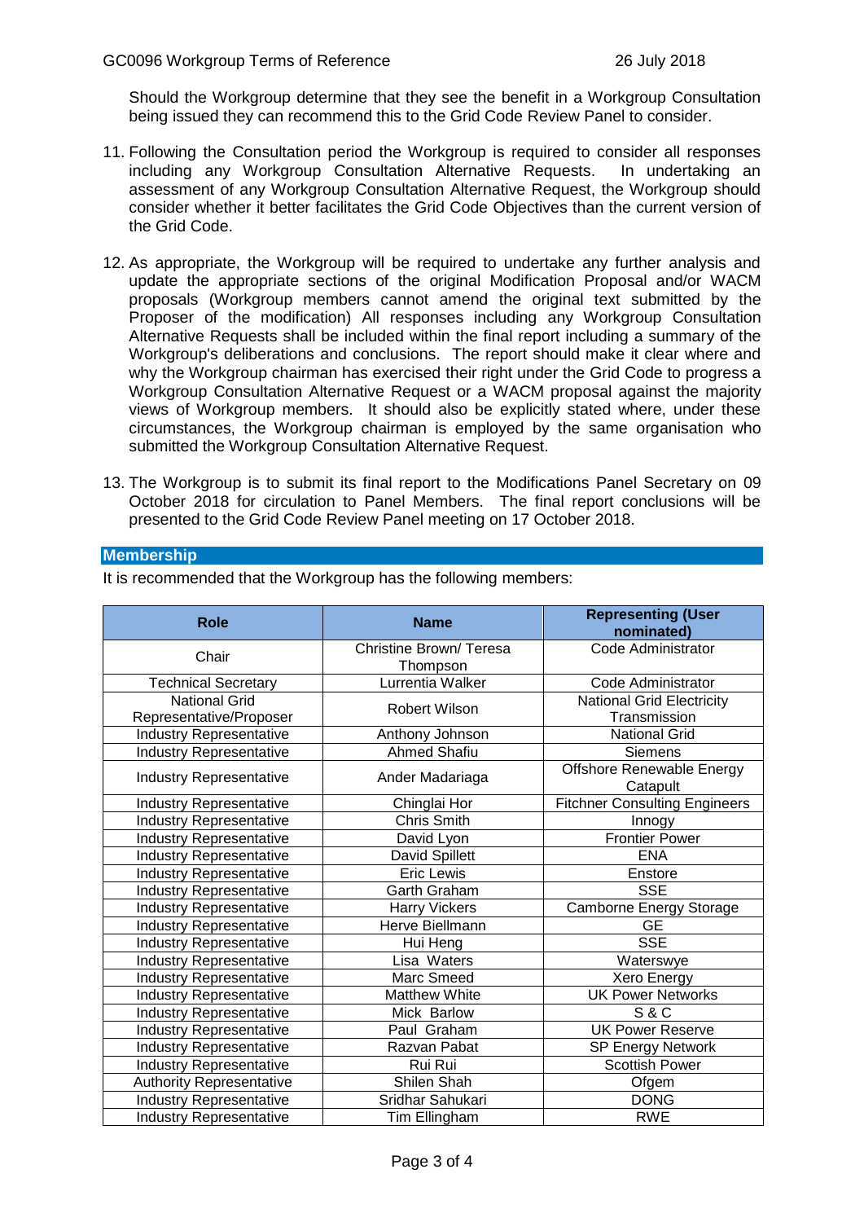Should the Workgroup determine that they see the benefit in a Workgroup Consultation being issued they can recommend this to the Grid Code Review Panel to consider.

11. Following the Consultation period the Workgroup is required to consider all responses including any Workgroup Consultation Alternative Requests. In undertaking an assessment of any Workgroup Consultation Alternative Request, the Workgroup should consider whether it better facilitates the Grid Code Objectives than the current version of the Grid Code.

12. As appropriate, the Workgroup will be required to undertake any further analysis and update the appropriate sections of the original Modification Proposal and/or WACM proposals (Workgroup members cannot amend the original text submitted by the Proposer of the modification) All responses including any Workgroup Consultation Alternative Requests shall be included within the final report including a summary of the Workgroup's deliberations and conclusions. The report should make it clear where and why the Workgroup chairman has exercised their right under the Grid Code to progress a Workgroup Consultation Alternative Request or a WACM proposal against the majority views of Workgroup members. It should also be explicitly stated where, under these circumstances, the Workgroup chairman is employed by the same organisation who submitted the Workgroup Consultation Alternative Request.

13. The Workgroup is to submit its final report to the Modifications Panel Secretary on 09 October 2018 for circulation to Panel Members. The final report conclusions will be presented to the Grid Code Review Panel meeting on 17 October 2018.

## Membership

It is recommended that the Workgroup has the following members:

| Role | Name | Representing (User nominated) |
|---|---|---|
| Chair | Christine Brown/ Teresa Thompson | Code Administrator |
| Technical Secretary | Lurrentia Walker | Code Administrator |
| National Grid Representative/Proposer | Robert Wilson | National Grid Electricity Transmission |
| Industry Representative | Anthony Johnson | National Grid |
| Industry Representative | Ahmed Shafiu | Siemens |
| Industry Representative | Ander Madariaga | Offshore Renewable Energy Catapult |
| Industry Representative | Chinglai Hor | Fitchner Consulting Engineers |
| Industry Representative | Chris Smith | Innogy |
| Industry Representative | David Lyon | Frontier Power |
| Industry Representative | David Spillett | ENA |
| Industry Representative | Eric Lewis | Enstore |
| Industry Representative | Garth Graham | SSE |
| Industry Representative | Harry Vickers | Camborne Energy Storage |
| Industry Representative | Herve Biellmann | GE |
| Industry Representative | Hui Heng | SSE |
| Industry Representative | Lisa Waters | Waterswye |
| Industry Representative | Marc Smeed | Xero Energy |
| Industry Representative | Matthew White | UK Power Networks |
| Industry Representative | Mick Barlow | S & C |
| Industry Representative | Paul Graham | UK Power Reserve |
| Industry Representative | Razvan Pabat | SP Energy Network |
| Industry Representative | Rui Rui | Scottish Power |
| Authority Representative | Shilen Shah | Ofgem |
| Industry Representative | Sridhar Sahukari | DONG |
| Industry Representative | Tim Ellingham | RWE |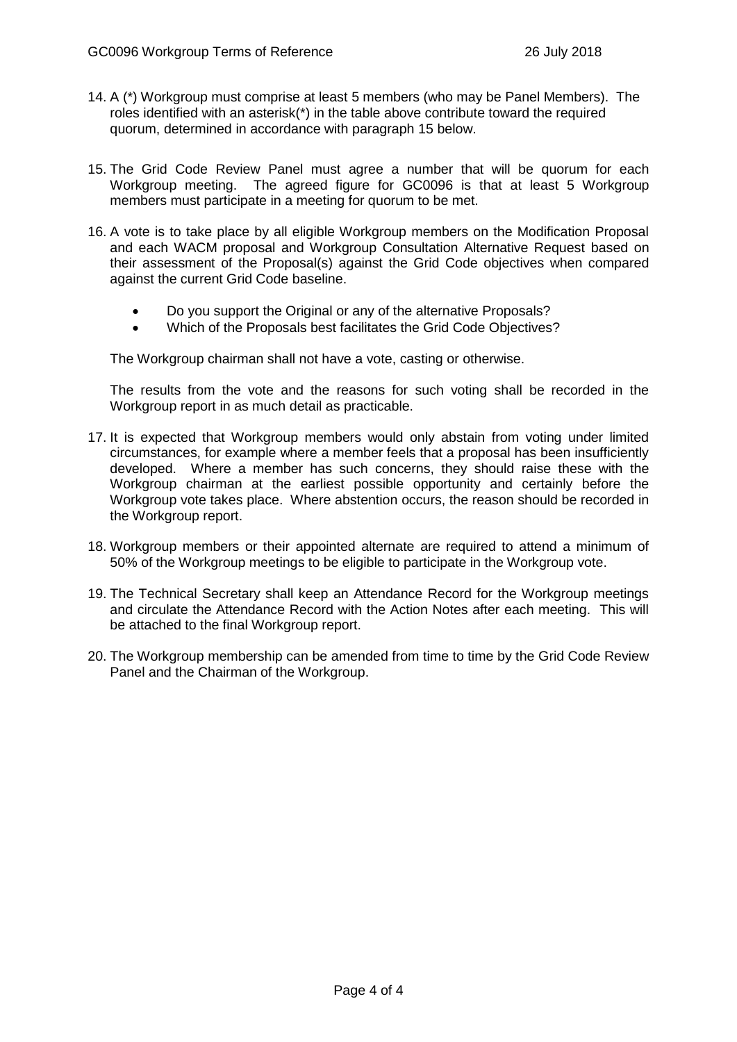14. A (*) Workgroup must comprise at least 5 members (who may be Panel Members). The roles identified with an asterisk(*) in the table above contribute toward the required quorum, determined in accordance with paragraph 15 below.

15. The Grid Code Review Panel must agree a number that will be quorum for each Workgroup meeting. The agreed figure for GC0096 is that at least 5 Workgroup members must participate in a meeting for quorum to be met.

16. A vote is to take place by all eligible Workgroup members on the Modification Proposal and each WACM proposal and Workgroup Consultation Alternative Request based on their assessment of the Proposal(s) against the Grid Code objectives when compared against the current Grid Code baseline.

    - Do you support the Original or any of the alternative Proposals?
    - Which of the Proposals best facilitates the Grid Code Objectives?

    The Workgroup chairman shall not have a vote, casting or otherwise.

    The results from the vote and the reasons for such voting shall be recorded in the Workgroup report in as much detail as practicable.

17. It is expected that Workgroup members would only abstain from voting under limited circumstances, for example where a member feels that a proposal has been insufficiently developed. Where a member has such concerns, they should raise these with the Workgroup chairman at the earliest possible opportunity and certainly before the Workgroup vote takes place. Where abstention occurs, the reason should be recorded in the Workgroup report.

18. Workgroup members or their appointed alternate are required to attend a minimum of 50% of the Workgroup meetings to be eligible to participate in the Workgroup vote.

19. The Technical Secretary shall keep an Attendance Record for the Workgroup meetings and circulate the Attendance Record with the Action Notes after each meeting. This will be attached to the final Workgroup report.

20. The Workgroup membership can be amended from time to time by the Grid Code Review Panel and the Chairman of the Workgroup.